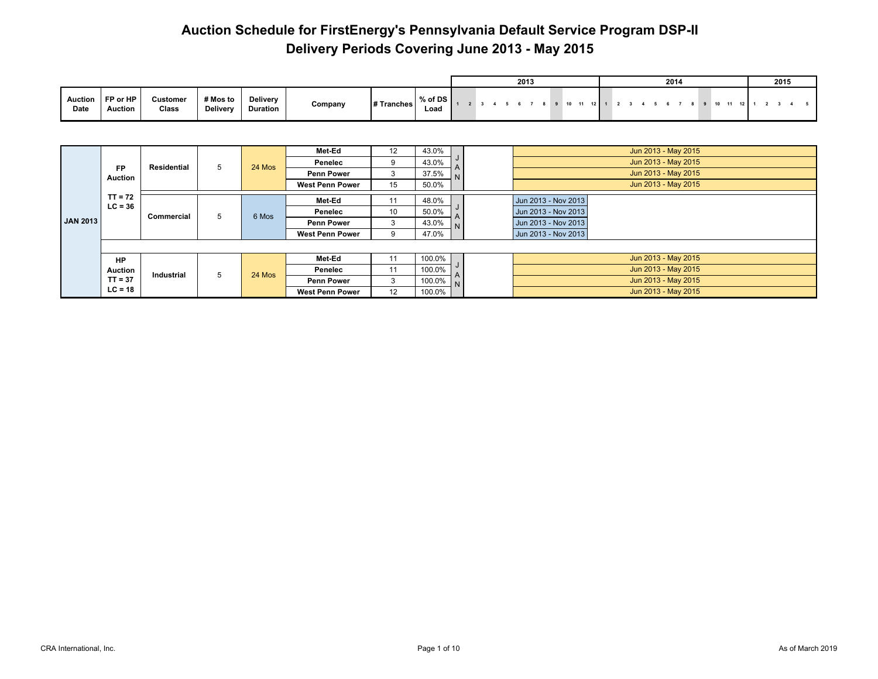# Auction Schedule for FirstEnergy's Pennsylvania Default Service Program DSP-II

## Delivery Periods Covering June 2013 - May 2015

| Auction Date | FP or HP Auction | Customer Class | # Mos to Delivery | Delivery Duration | Company | # Tranches | % of DS Load | Auction Month | Delivery Period |
|---|---|---|---|---|---|---|---|---|---|
| JAN 2013 | FP Auction TT = 72 LC = 36 | Residential | 5 | 24 Mos | Met-Ed | 12 | 43.0% | JAN | Jun 2013 - May 2015 |
| | | | | | Penelec | 9 | 43.0% | | Jun 2013 - May 2015 |
| | | | | | Penn Power | 3 | 37.5% | | Jun 2013 - May 2015 |
| | | | | | West Penn Power | 15 | 50.0% | | Jun 2013 - May 2015 |
| | | Commercial | 5 | 6 Mos | Met-Ed | 11 | 48.0% | JAN | Jun 2013 - Nov 2013 |
| | | | | | Penelec | 10 | 50.0% | | Jun 2013 - Nov 2013 |
| | | | | | Penn Power | 3 | 43.0% | | Jun 2013 - Nov 2013 |
| | | | | | West Penn Power | 9 | 47.0% | | Jun 2013 - Nov 2013 |
| | HP Auction TT = 37 LC = 18 | Industrial | 5 | 24 Mos | Met-Ed | 11 | 100.0% | JAN | Jun 2013 - May 2015 |
| | | | | | Penelec | 11 | 100.0% | | Jun 2013 - May 2015 |
| | | | | | Penn Power | 3 | 100.0% | | Jun 2013 - May 2015 |
| | | | | | West Penn Power | 12 | 100.0% | | Jun 2013 - May 2015 |

CRA International, Inc.

As of March 2019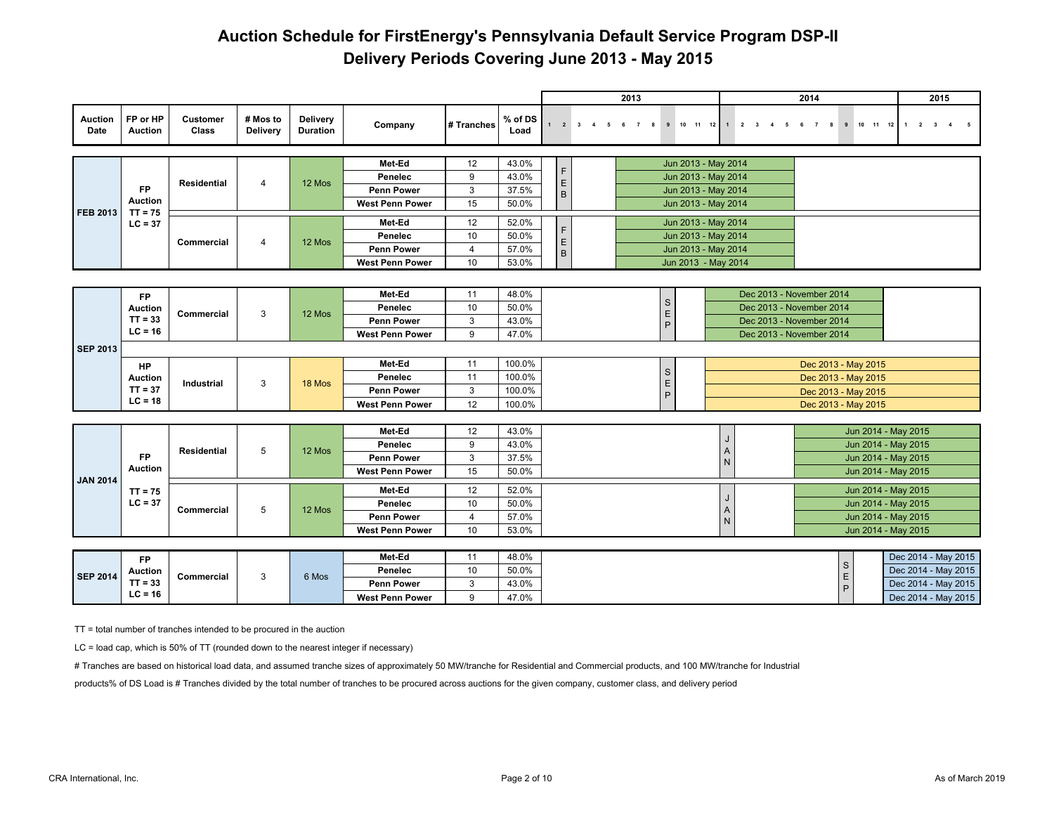# Auction Schedule for FirstEnergy's Pennsylvania Default Service Program DSP-II
## Delivery Periods Covering June 2013 - May 2015

| Auction Date | FP or HP Auction | Customer Class | # Mos to Delivery | Delivery Duration | Company | # Tranches | % of DS Load | Auction Month | Delivery Period |
|---|---|---|---|---|---|---|---|---|---|
| FEB 2013 | FP Auction TT = 75 LC = 37 | Residential | 4 | 12 Mos | Met-Ed | 12 | 43.0% | FEB | Jun 2013 - May 2014 |
| | | | | | Penelec | 9 | 43.0% | | Jun 2013 - May 2014 |
| | | | | | Penn Power | 3 | 37.5% | | Jun 2013 - May 2014 |
| | | | | | West Penn Power | 15 | 50.0% | | Jun 2013 - May 2014 |
| | | Commercial | 4 | 12 Mos | Met-Ed | 12 | 52.0% | FEB | Jun 2013 - May 2014 |
| | | | | | Penelec | 10 | 50.0% | | Jun 2013 - May 2014 |
| | | | | | Penn Power | 4 | 57.0% | | Jun 2013 - May 2014 |
| | | | | | West Penn Power | 10 | 53.0% | | Jun 2013 - May 2014 |
| SEP 2013 | FP Auction TT = 33 LC = 16 | Commercial | 3 | 12 Mos | Met-Ed | 11 | 48.0% | SEP | Dec 2013 - November 2014 |
| | | | | | Penelec | 10 | 50.0% | | Dec 2013 - November 2014 |
| | | | | | Penn Power | 3 | 43.0% | | Dec 2013 - November 2014 |
| | | | | | West Penn Power | 9 | 47.0% | | Dec 2013 - November 2014 |
| | HP Auction TT = 37 LC = 18 | Industrial | 3 | 18 Mos | Met-Ed | 11 | 100.0% | SEP | Dec 2013 - May 2015 |
| | | | | | Penelec | 11 | 100.0% | | Dec 2013 - May 2015 |
| | | | | | Penn Power | 3 | 100.0% | | Dec 2013 - May 2015 |
| | | | | | West Penn Power | 12 | 100.0% | | Dec 2013 - May 2015 |
| JAN 2014 | FP Auction TT = 75 LC = 37 | Residential | 5 | 12 Mos | Met-Ed | 12 | 43.0% | JAN | Jun 2014 - May 2015 |
| | | | | | Penelec | 9 | 43.0% | | Jun 2014 - May 2015 |
| | | | | | Penn Power | 3 | 37.5% | | Jun 2014 - May 2015 |
| | | | | | West Penn Power | 15 | 50.0% | | Jun 2014 - May 2015 |
| | | Commercial | 5 | 12 Mos | Met-Ed | 12 | 52.0% | JAN | Jun 2014 - May 2015 |
| | | | | | Penelec | 10 | 50.0% | | Jun 2014 - May 2015 |
| | | | | | Penn Power | 4 | 57.0% | | Jun 2014 - May 2015 |
| | | | | | West Penn Power | 10 | 53.0% | | Jun 2014 - May 2015 |
| SEP 2014 | FP Auction TT = 33 LC = 16 | Commercial | 3 | 6 Mos | Met-Ed | 11 | 48.0% | SEP | Dec 2014 - May 2015 |
| | | | | | Penelec | 10 | 50.0% | | Dec 2014 - May 2015 |
| | | | | | Penn Power | 3 | 43.0% | | Dec 2014 - May 2015 |
| | | | | | West Penn Power | 9 | 47.0% | | Dec 2014 - May 2015 |

TT = total number of tranches intended to be procured in the auction

LC = load cap, which is 50% of TT (rounded down to the nearest integer if necessary)

# Tranches are based on historical load data, and assumed tranche sizes of approximately 50 MW/tranche for Residential and Commercial products, and 100 MW/tranche for Industrial products% of DS Load is # Tranches divided by the total number of tranches to be procured across auctions for the given company, customer class, and delivery period

CRA International, Inc.

As of March 2019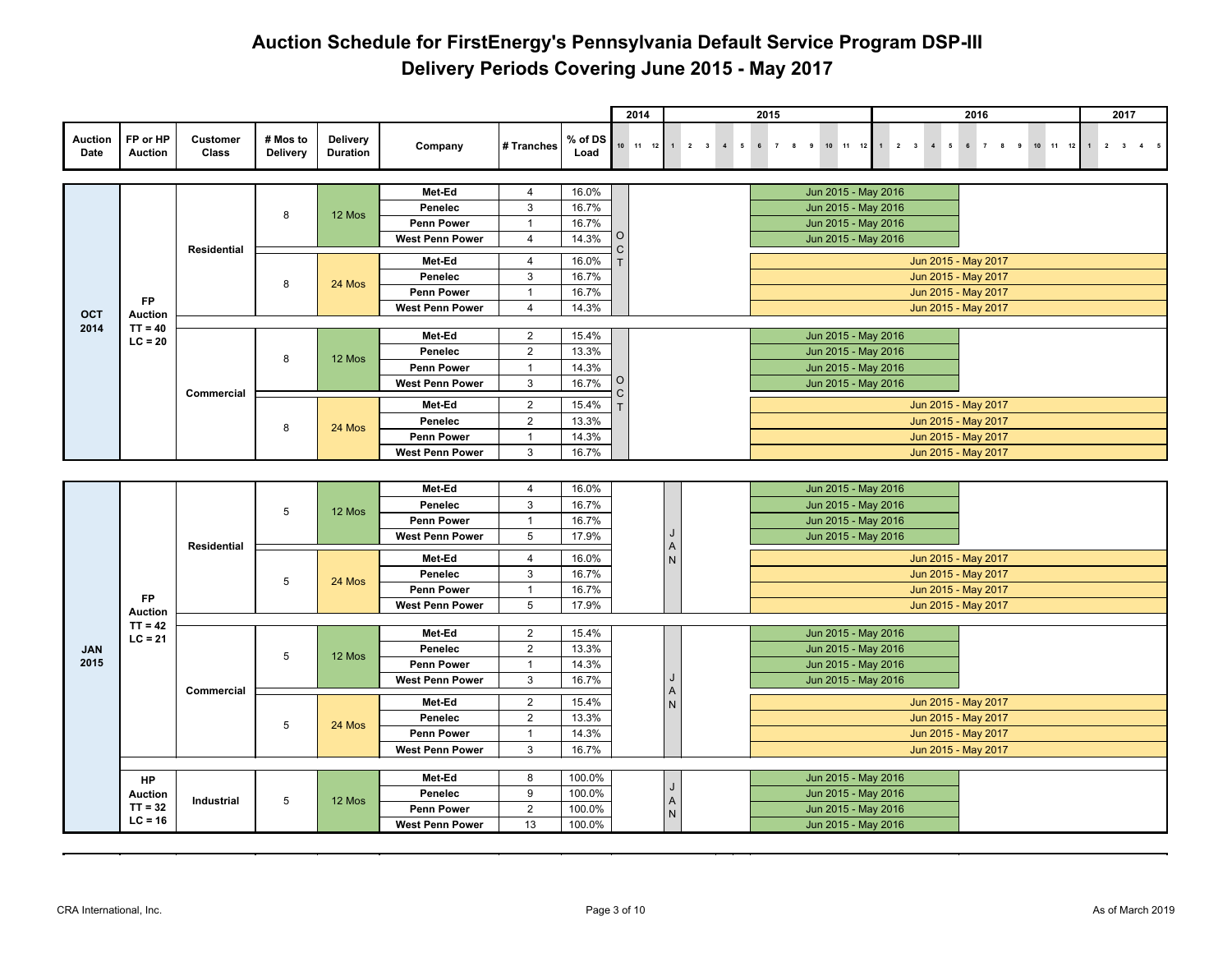# Auction Schedule for FirstEnergy's Pennsylvania Default Service Program DSP-III
## Delivery Periods Covering June 2015 - May 2017

| Auction Date | FP or HP Auction | Customer Class | # Mos to Delivery | Delivery Duration | Company | # Tranches | % of DS Load | Auction Month | Delivery Period |
|---|---|---|---|---|---|---|---|---|---|
| OCT 2014 | FP Auction TT = 40 LC = 20 | Residential | 8 | 12 Mos | Met-Ed | 4 | 16.0% | OCT | Jun 2015 - May 2016 |
| | | | | | Penelec | 3 | 16.7% | | Jun 2015 - May 2016 |
| | | | | | Penn Power | 1 | 16.7% | | Jun 2015 - May 2016 |
| | | | | | West Penn Power | 4 | 14.3% | | Jun 2015 - May 2016 |
| | | | 8 | 24 Mos | Met-Ed | 4 | 16.0% | | Jun 2015 - May 2017 |
| | | | | | Penelec | 3 | 16.7% | | Jun 2015 - May 2017 |
| | | | | | Penn Power | 1 | 16.7% | | Jun 2015 - May 2017 |
| | | | | | West Penn Power | 4 | 14.3% | | Jun 2015 - May 2017 |
| | | Commercial | 8 | 12 Mos | Met-Ed | 2 | 15.4% | OCT | Jun 2015 - May 2016 |
| | | | | | Penelec | 2 | 13.3% | | Jun 2015 - May 2016 |
| | | | | | Penn Power | 1 | 14.3% | | Jun 2015 - May 2016 |
| | | | | | West Penn Power | 3 | 16.7% | | Jun 2015 - May 2016 |
| | | | 8 | 24 Mos | Met-Ed | 2 | 15.4% | | Jun 2015 - May 2017 |
| | | | | | Penelec | 2 | 13.3% | | Jun 2015 - May 2017 |
| | | | | | Penn Power | 1 | 14.3% | | Jun 2015 - May 2017 |
| | | | | | West Penn Power | 3 | 16.7% | | Jun 2015 - May 2017 |
| JAN 2015 | FP Auction TT = 42 LC = 21 | Residential | 5 | 12 Mos | Met-Ed | 4 | 16.0% | JAN | Jun 2015 - May 2016 |
| | | | | | Penelec | 3 | 16.7% | | Jun 2015 - May 2016 |
| | | | | | Penn Power | 1 | 16.7% | | Jun 2015 - May 2016 |
| | | | | | West Penn Power | 5 | 17.9% | | Jun 2015 - May 2016 |
| | | | 5 | 24 Mos | Met-Ed | 4 | 16.0% | | Jun 2015 - May 2017 |
| | | | | | Penelec | 3 | 16.7% | | Jun 2015 - May 2017 |
| | | | | | Penn Power | 1 | 16.7% | | Jun 2015 - May 2017 |
| | | | | | West Penn Power | 5 | 17.9% | | Jun 2015 - May 2017 |
| | | Commercial | 5 | 12 Mos | Met-Ed | 2 | 15.4% | JAN | Jun 2015 - May 2016 |
| | | | | | Penelec | 2 | 13.3% | | Jun 2015 - May 2016 |
| | | | | | Penn Power | 1 | 14.3% | | Jun 2015 - May 2016 |
| | | | | | West Penn Power | 3 | 16.7% | | Jun 2015 - May 2016 |
| | | | 5 | 24 Mos | Met-Ed | 2 | 15.4% | | Jun 2015 - May 2017 |
| | | | | | Penelec | 2 | 13.3% | | Jun 2015 - May 2017 |
| | | | | | Penn Power | 1 | 14.3% | | Jun 2015 - May 2017 |
| | | | | | West Penn Power | 3 | 16.7% | | Jun 2015 - May 2017 |
| | HP Auction TT = 32 LC = 16 | Industrial | 5 | 12 Mos | Met-Ed | 8 | 100.0% | JAN | Jun 2015 - May 2016 |
| | | | | | Penelec | 9 | 100.0% | | Jun 2015 - May 2016 |
| | | | | | Penn Power | 2 | 100.0% | | Jun 2015 - May 2016 |
| | | | | | West Penn Power | 13 | 100.0% | | Jun 2015 - May 2016 |

CRA International, Inc.

As of March 2019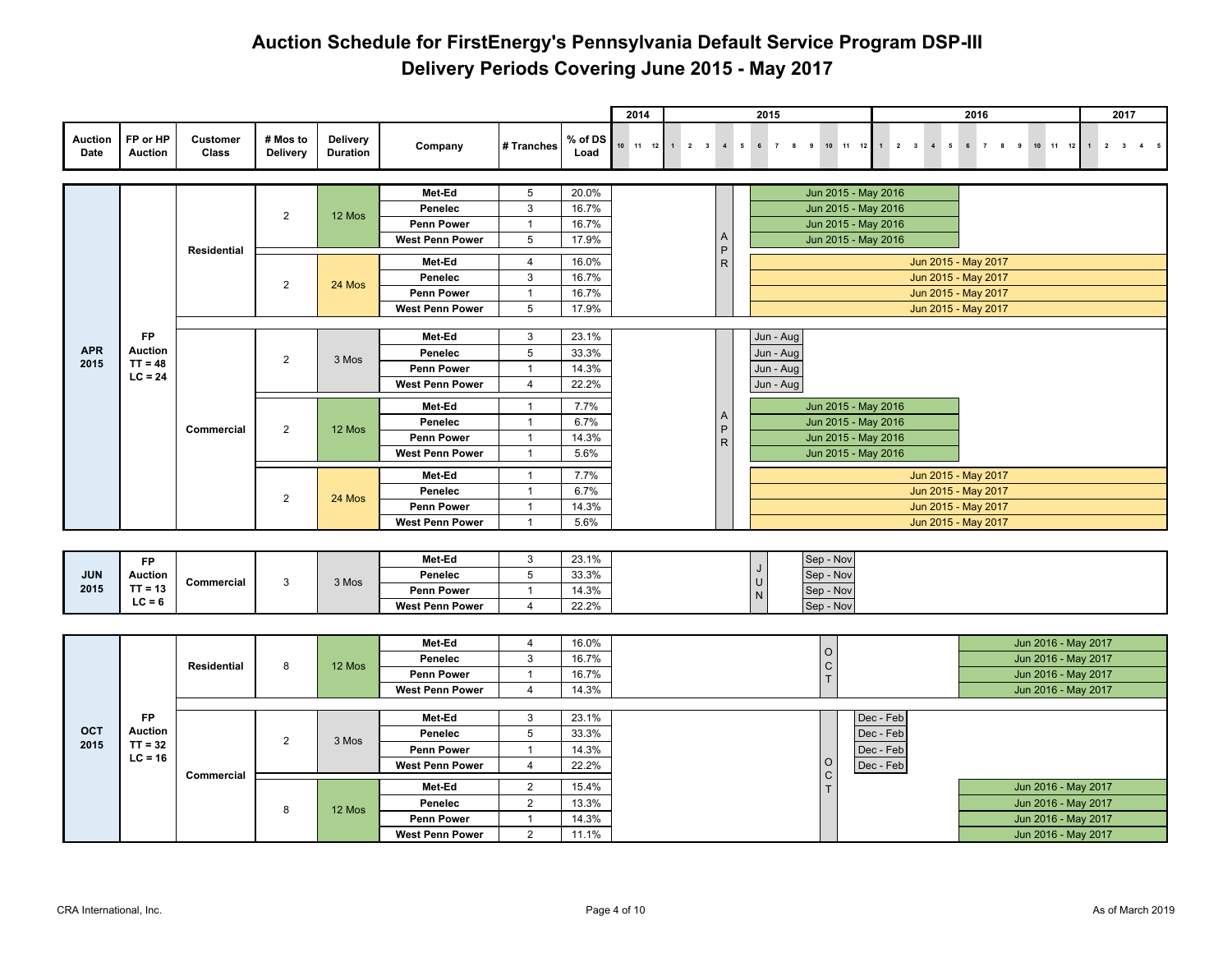# Auction Schedule for FirstEnergy's Pennsylvania Default Service Program DSP-III

## Delivery Periods Covering June 2015 - May 2017

| Auction Date | FP or HP Auction | Customer Class | # Mos to Delivery | Delivery Duration | Company | # Tranches | % of DS Load | Delivery Period |
|---|---|---|---|---|---|---|---|---|
| APR 2015 | FP Auction TT = 48 LC = 24 | Residential | 2 | 12 Mos | Met-Ed | 5 | 20.0% | Jun 2015 - May 2016 |
| | | | | | Penelec | 3 | 16.7% | Jun 2015 - May 2016 |
| | | | | | Penn Power | 1 | 16.7% | Jun 2015 - May 2016 |
| | | | | | West Penn Power | 5 | 17.9% | Jun 2015 - May 2016 |
| | | | 2 | 24 Mos | Met-Ed | 4 | 16.0% | Jun 2015 - May 2017 |
| | | | | | Penelec | 3 | 16.7% | Jun 2015 - May 2017 |
| | | | | | Penn Power | 1 | 16.7% | Jun 2015 - May 2017 |
| | | | | | West Penn Power | 5 | 17.9% | Jun 2015 - May 2017 |
| | | Commercial | 2 | 3 Mos | Met-Ed | 3 | 23.1% | Jun - Aug |
| | | | | | Penelec | 5 | 33.3% | Jun - Aug |
| | | | | | Penn Power | 1 | 14.3% | Jun - Aug |
| | | | | | West Penn Power | 4 | 22.2% | Jun - Aug |
| | | | 2 | 12 Mos | Met-Ed | 1 | 7.7% | Jun 2015 - May 2016 |
| | | | | | Penelec | 1 | 6.7% | Jun 2015 - May 2016 |
| | | | | | Penn Power | 1 | 14.3% | Jun 2015 - May 2016 |
| | | | | | West Penn Power | 1 | 5.6% | Jun 2015 - May 2016 |
| | | | 2 | 24 Mos | Met-Ed | 1 | 7.7% | Jun 2015 - May 2017 |
| | | | | | Penelec | 1 | 6.7% | Jun 2015 - May 2017 |
| | | | | | Penn Power | 1 | 14.3% | Jun 2015 - May 2017 |
| | | | | | West Penn Power | 1 | 5.6% | Jun 2015 - May 2017 |
| JUN 2015 | FP Auction TT = 13 LC = 6 | Commercial | 3 | 3 Mos | Met-Ed | 3 | 23.1% | Sep - Nov |
| | | | | | Penelec | 5 | 33.3% | Sep - Nov |
| | | | | | Penn Power | 1 | 14.3% | Sep - Nov |
| | | | | | West Penn Power | 4 | 22.2% | Sep - Nov |
| OCT 2015 | FP Auction TT = 32 LC = 16 | Residential | 8 | 12 Mos | Met-Ed | 4 | 16.0% | Jun 2016 - May 2017 |
| | | | | | Penelec | 3 | 16.7% | Jun 2016 - May 2017 |
| | | | | | Penn Power | 1 | 16.7% | Jun 2016 - May 2017 |
| | | | | | West Penn Power | 4 | 14.3% | Jun 2016 - May 2017 |
| | | Commercial | 2 | 3 Mos | Met-Ed | 3 | 23.1% | Dec - Feb |
| | | | | | Penelec | 5 | 33.3% | Dec - Feb |
| | | | | | Penn Power | 1 | 14.3% | Dec - Feb |
| | | | | | West Penn Power | 4 | 22.2% | Dec - Feb |
| | | | 8 | 12 Mos | Met-Ed | 2 | 15.4% | Jun 2016 - May 2017 |
| | | | | | Penelec | 2 | 13.3% | Jun 2016 - May 2017 |
| | | | | | Penn Power | 1 | 14.3% | Jun 2016 - May 2017 |
| | | | | | West Penn Power | 2 | 11.1% | Jun 2016 - May 2017 |

CRA International, Inc.

As of March 2019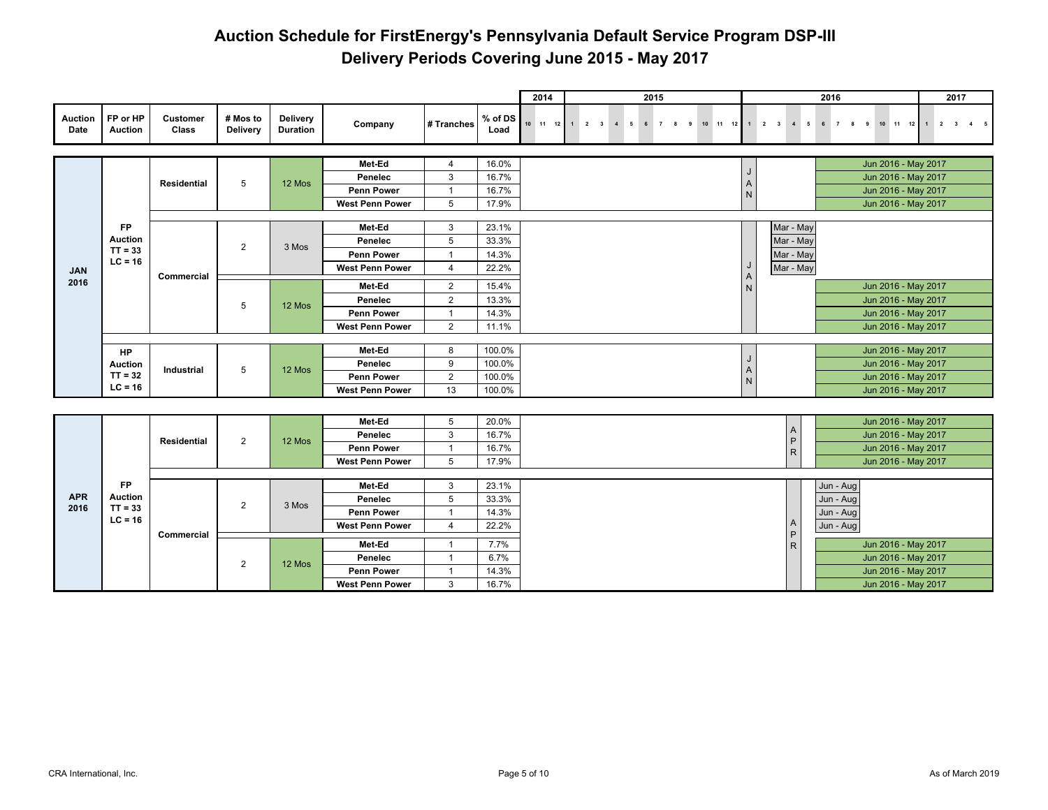# Auction Schedule for FirstEnergy's Pennsylvania Default Service Program DSP-III

## Delivery Periods Covering June 2015 - May 2017

| Auction Date | FP or HP Auction | Customer Class | # Mos to Delivery | Delivery Duration | Company | # Tranches | % of DS Load | Auction Month | Delivery Period |
|---|---|---|---|---|---|---|---|---|---|
| JAN 2016 | FP Auction TT = 33 LC = 16 | Residential | 5 | 12 Mos | Met-Ed | 4 | 16.0% | JAN | Jun 2016 - May 2017 |
| | | | | | Penelec | 3 | 16.7% | | Jun 2016 - May 2017 |
| | | | | | Penn Power | 1 | 16.7% | | Jun 2016 - May 2017 |
| | | | | | West Penn Power | 5 | 17.9% | | Jun 2016 - May 2017 |
| | | Commercial | 2 | 3 Mos | Met-Ed | 3 | 23.1% | JAN | Mar - May |
| | | | | | Penelec | 5 | 33.3% | | Mar - May |
| | | | | | Penn Power | 1 | 14.3% | | Mar - May |
| | | | | | West Penn Power | 4 | 22.2% | | Mar - May |
| | | | 5 | 12 Mos | Met-Ed | 2 | 15.4% | | Jun 2016 - May 2017 |
| | | | | | Penelec | 2 | 13.3% | | Jun 2016 - May 2017 |
| | | | | | Penn Power | 1 | 14.3% | | Jun 2016 - May 2017 |
| | | | | | West Penn Power | 2 | 11.1% | | Jun 2016 - May 2017 |
| | HP Auction TT = 32 LC = 16 | Industrial | 5 | 12 Mos | Met-Ed | 8 | 100.0% | JAN | Jun 2016 - May 2017 |
| | | | | | Penelec | 9 | 100.0% | | Jun 2016 - May 2017 |
| | | | | | Penn Power | 2 | 100.0% | | Jun 2016 - May 2017 |
| | | | | | West Penn Power | 13 | 100.0% | | Jun 2016 - May 2017 |
| APR 2016 | FP Auction TT = 33 LC = 16 | Residential | 2 | 12 Mos | Met-Ed | 5 | 20.0% | APR | Jun 2016 - May 2017 |
| | | | | | Penelec | 3 | 16.7% | | Jun 2016 - May 2017 |
| | | | | | Penn Power | 1 | 16.7% | | Jun 2016 - May 2017 |
| | | | | | West Penn Power | 5 | 17.9% | | Jun 2016 - May 2017 |
| | | Commercial | 2 | 3 Mos | Met-Ed | 3 | 23.1% | APR | Jun - Aug |
| | | | | | Penelec | 5 | 33.3% | | Jun - Aug |
| | | | | | Penn Power | 1 | 14.3% | | Jun - Aug |
| | | | | | West Penn Power | 4 | 22.2% | | Jun - Aug |
| | | | 2 | 12 Mos | Met-Ed | 1 | 7.7% | | Jun 2016 - May 2017 |
| | | | | | Penelec | 1 | 6.7% | | Jun 2016 - May 2017 |
| | | | | | Penn Power | 1 | 14.3% | | Jun 2016 - May 2017 |
| | | | | | West Penn Power | 3 | 16.7% | | Jun 2016 - May 2017 |

CRA International, Inc.

As of March 2019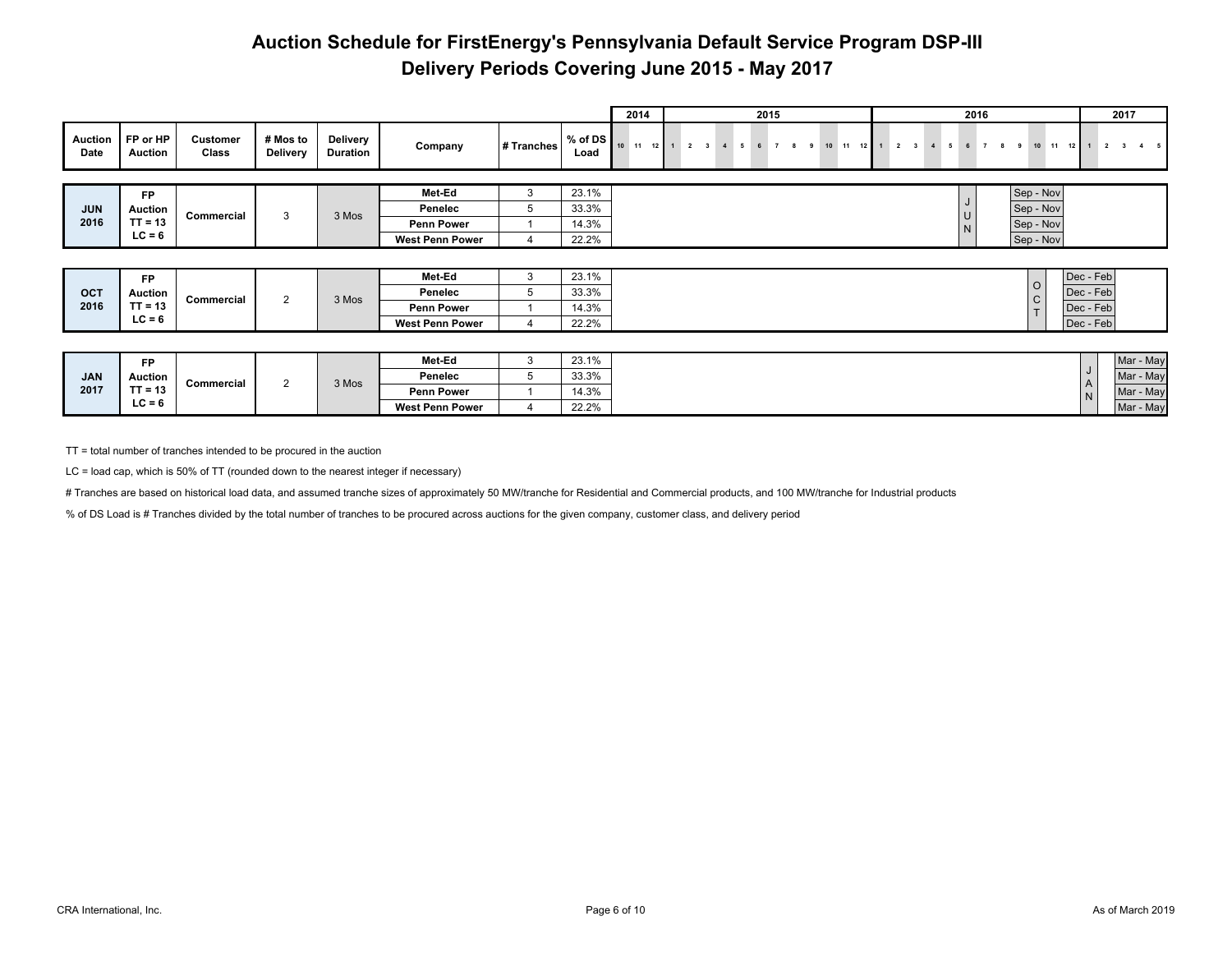# Auction Schedule for FirstEnergy's Pennsylvania Default Service Program DSP-III

## Delivery Periods Covering June 2015 - May 2017

| Auction Date | FP or HP Auction | Customer Class | # Mos to Delivery | Delivery Duration | Company | # Tranches | % of DS Load | Auction Month | Delivery Period |
|---|---|---|---|---|---|---|---|---|---|
| JUN 2016 | FP Auction TT = 13 LC = 6 | Commercial | 3 | 3 Mos | Met-Ed | 3 | 23.1% | JUN | Sep - Nov |
| | | | | | Penelec | 5 | 33.3% | | Sep - Nov |
| | | | | | Penn Power | 1 | 14.3% | | Sep - Nov |
| | | | | | West Penn Power | 4 | 22.2% | | Sep - Nov |
| OCT 2016 | FP Auction TT = 13 LC = 6 | Commercial | 2 | 3 Mos | Met-Ed | 3 | 23.1% | OCT | Dec - Feb |
| | | | | | Penelec | 5 | 33.3% | | Dec - Feb |
| | | | | | Penn Power | 1 | 14.3% | | Dec - Feb |
| | | | | | West Penn Power | 4 | 22.2% | | Dec - Feb |
| JAN 2017 | FP Auction TT = 13 LC = 6 | Commercial | 2 | 3 Mos | Met-Ed | 3 | 23.1% | JAN | Mar - May |
| | | | | | Penelec | 5 | 33.3% | | Mar - May |
| | | | | | Penn Power | 1 | 14.3% | | Mar - May |
| | | | | | West Penn Power | 4 | 22.2% | | Mar - May |

TT = total number of tranches intended to be procured in the auction

LC = load cap, which is 50% of TT (rounded down to the nearest integer if necessary)

# Tranches are based on historical load data, and assumed tranche sizes of approximately 50 MW/tranche for Residential and Commercial products, and 100 MW/tranche for Industrial products

% of DS Load is # Tranches divided by the total number of tranches to be procured across auctions for the given company, customer class, and delivery period

CRA International, Inc.

As of March 2019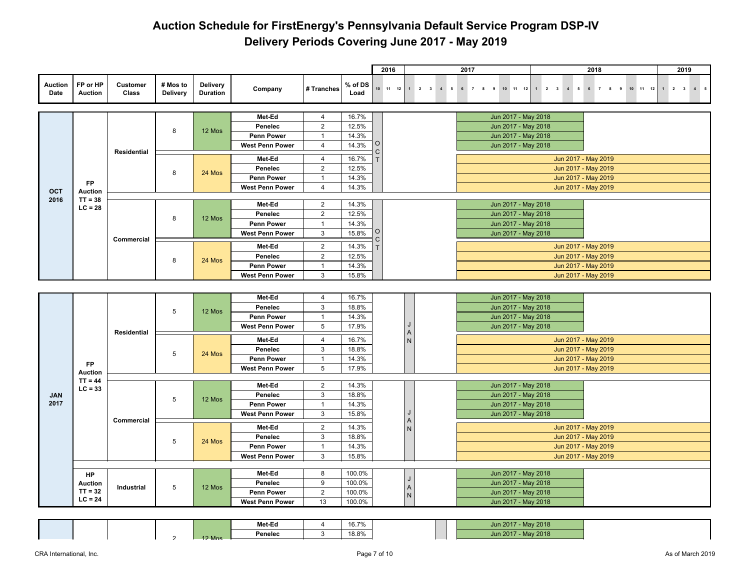# Auction Schedule for FirstEnergy's Pennsylvania Default Service Program DSP-IV
## Delivery Periods Covering June 2017 - May 2019

| Auction Date | FP or HP Auction | Customer Class | # Mos to Delivery | Delivery Duration | Company | # Tranches | % of DS Load | Auction Month | Delivery Period |
|---|---|---|---|---|---|---|---|---|---|
| OCT 2016 | FP Auction TT = 38 LC = 28 | Residential | 8 | 12 Mos | Met-Ed | 4 | 16.7% | OCT | Jun 2017 - May 2018 |
| | | | | | Penelec | 2 | 12.5% | | Jun 2017 - May 2018 |
| | | | | | Penn Power | 1 | 14.3% | | Jun 2017 - May 2018 |
| | | | | | West Penn Power | 4 | 14.3% | | Jun 2017 - May 2018 |
| | | | 8 | 24 Mos | Met-Ed | 4 | 16.7% | | Jun 2017 - May 2019 |
| | | | | | Penelec | 2 | 12.5% | | Jun 2017 - May 2019 |
| | | | | | Penn Power | 1 | 14.3% | | Jun 2017 - May 2019 |
| | | | | | West Penn Power | 4 | 14.3% | | Jun 2017 - May 2019 |
| | | Commercial | 8 | 12 Mos | Met-Ed | 2 | 14.3% | OCT | Jun 2017 - May 2018 |
| | | | | | Penelec | 2 | 12.5% | | Jun 2017 - May 2018 |
| | | | | | Penn Power | 1 | 14.3% | | Jun 2017 - May 2018 |
| | | | | | West Penn Power | 3 | 15.8% | | Jun 2017 - May 2018 |
| | | | 8 | 24 Mos | Met-Ed | 2 | 14.3% | | Jun 2017 - May 2019 |
| | | | | | Penelec | 2 | 12.5% | | Jun 2017 - May 2019 |
| | | | | | Penn Power | 1 | 14.3% | | Jun 2017 - May 2019 |
| | | | | | West Penn Power | 3 | 15.8% | | Jun 2017 - May 2019 |
| JAN 2017 | FP Auction TT = 44 LC = 33 | Residential | 5 | 12 Mos | Met-Ed | 4 | 16.7% | JAN | Jun 2017 - May 2018 |
| | | | | | Penelec | 3 | 18.8% | | Jun 2017 - May 2018 |
| | | | | | Penn Power | 1 | 14.3% | | Jun 2017 - May 2018 |
| | | | | | West Penn Power | 5 | 17.9% | | Jun 2017 - May 2018 |
| | | | 5 | 24 Mos | Met-Ed | 4 | 16.7% | | Jun 2017 - May 2019 |
| | | | | | Penelec | 3 | 18.8% | | Jun 2017 - May 2019 |
| | | | | | Penn Power | 1 | 14.3% | | Jun 2017 - May 2019 |
| | | | | | West Penn Power | 5 | 17.9% | | Jun 2017 - May 2019 |
| | | Commercial | 5 | 12 Mos | Met-Ed | 2 | 14.3% | JAN | Jun 2017 - May 2018 |
| | | | | | Penelec | 3 | 18.8% | | Jun 2017 - May 2018 |
| | | | | | Penn Power | 1 | 14.3% | | Jun 2017 - May 2018 |
| | | | | | West Penn Power | 3 | 15.8% | | Jun 2017 - May 2018 |
| | | | 5 | 24 Mos | Met-Ed | 2 | 14.3% | | Jun 2017 - May 2019 |
| | | | | | Penelec | 3 | 18.8% | | Jun 2017 - May 2019 |
| | | | | | Penn Power | 1 | 14.3% | | Jun 2017 - May 2019 |
| | | | | | West Penn Power | 3 | 15.8% | | Jun 2017 - May 2019 |
| | HP Auction TT = 32 LC = 24 | Industrial | 5 | 12 Mos | Met-Ed | 8 | 100.0% | JAN | Jun 2017 - May 2018 |
| | | | | | Penelec | 9 | 100.0% | | Jun 2017 - May 2018 |
| | | | | | Penn Power | 2 | 100.0% | | Jun 2017 - May 2018 |
| | | | | | West Penn Power | 13 | 100.0% | | Jun 2017 - May 2018 |
| | | | 2 | 12 Mos | Met-Ed | 4 | 16.7% | | Jun 2017 - May 2018 |
| | | | | | Penelec | 3 | 18.8% | | Jun 2017 - May 2018 |

CRA International, Inc. — As of March 2019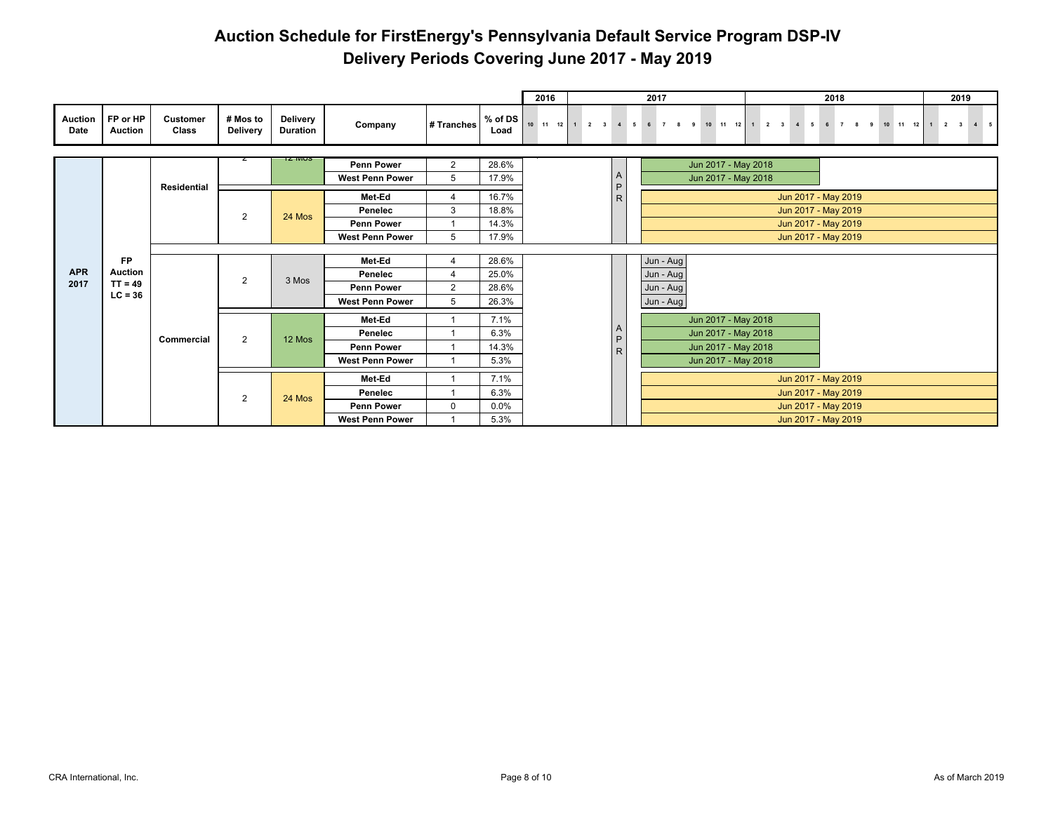# Auction Schedule for FirstEnergy's Pennsylvania Default Service Program DSP-IV

## Delivery Periods Covering June 2017 - May 2019

| Auction Date | FP or HP Auction | Customer Class | # Mos to Delivery | Delivery Duration | Company | # Tranches | % of DS Load | Delivery Period |
|---|---|---|---|---|---|---|---|---|
| APR 2017 | FP Auction TT = 49 LC = 36 | Residential | 2 | 12 Mos | Penn Power | 2 | 28.6% | Jun 2017 - May 2018 |
| | | | | | West Penn Power | 5 | 17.9% | Jun 2017 - May 2018 |
| | | | 2 | 24 Mos | Met-Ed | 4 | 16.7% | Jun 2017 - May 2019 |
| | | | | | Penelec | 3 | 18.8% | Jun 2017 - May 2019 |
| | | | | | Penn Power | 1 | 14.3% | Jun 2017 - May 2019 |
| | | | | | West Penn Power | 5 | 17.9% | Jun 2017 - May 2019 |
| | | Commercial | 2 | 3 Mos | Met-Ed | 4 | 28.6% | Jun - Aug |
| | | | | | Penelec | 4 | 25.0% | Jun - Aug |
| | | | | | Penn Power | 2 | 28.6% | Jun - Aug |
| | | | | | West Penn Power | 5 | 26.3% | Jun - Aug |
| | | | 2 | 12 Mos | Met-Ed | 1 | 7.1% | Jun 2017 - May 2018 |
| | | | | | Penelec | 1 | 6.3% | Jun 2017 - May 2018 |
| | | | | | Penn Power | 1 | 14.3% | Jun 2017 - May 2018 |
| | | | | | West Penn Power | 1 | 5.3% | Jun 2017 - May 2018 |
| | | | 2 | 24 Mos | Met-Ed | 1 | 7.1% | Jun 2017 - May 2019 |
| | | | | | Penelec | 1 | 6.3% | Jun 2017 - May 2019 |
| | | | | | Penn Power | 0 | 0.0% | Jun 2017 - May 2019 |
| | | | | | West Penn Power | 1 | 5.3% | Jun 2017 - May 2019 |

CRA International, Inc.

As of March 2019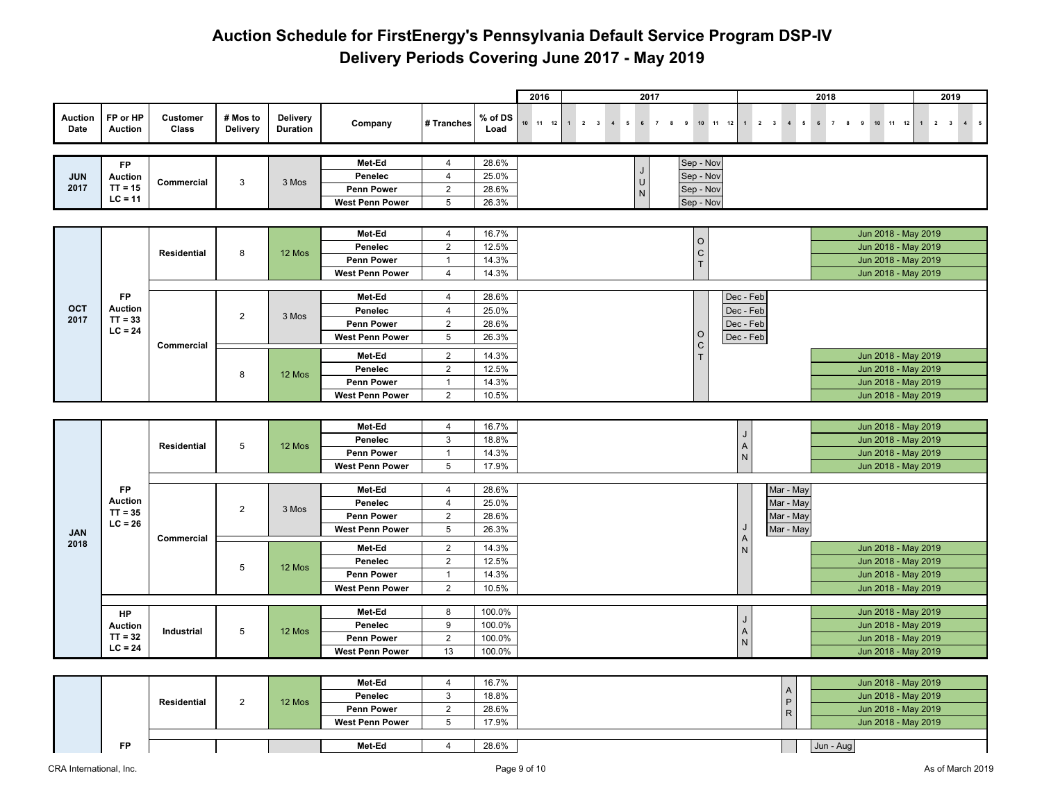# Auction Schedule for FirstEnergy's Pennsylvania Default Service Program DSP-IV

## Delivery Periods Covering June 2017 - May 2019

| Auction Date | FP or HP Auction | Customer Class | # Mos to Delivery | Delivery Duration | Company | # Tranches | % of DS Load | Auction Month | Delivery Period |
|---|---|---|---|---|---|---|---|---|---|
| JUN 2017 | FP Auction TT = 15 LC = 11 | Commercial | 3 | 3 Mos | Met-Ed | 4 | 28.6% | JUN | Sep - Nov |
| | | | | | Penelec | 4 | 25.0% | | Sep - Nov |
| | | | | | Penn Power | 2 | 28.6% | | Sep - Nov |
| | | | | | West Penn Power | 5 | 26.3% | | Sep - Nov |
| OCT 2017 | FP Auction TT = 33 LC = 24 | Residential | 8 | 12 Mos | Met-Ed | 4 | 16.7% | OCT | Jun 2018 - May 2019 |
| | | | | | Penelec | 2 | 12.5% | | Jun 2018 - May 2019 |
| | | | | | Penn Power | 1 | 14.3% | | Jun 2018 - May 2019 |
| | | | | | West Penn Power | 4 | 14.3% | | Jun 2018 - May 2019 |
| | | Commercial | 2 | 3 Mos | Met-Ed | 4 | 28.6% | OCT | Dec - Feb |
| | | | | | Penelec | 4 | 25.0% | | Dec - Feb |
| | | | | | Penn Power | 2 | 28.6% | | Dec - Feb |
| | | | | | West Penn Power | 5 | 26.3% | | Dec - Feb |
| | | | 8 | 12 Mos | Met-Ed | 2 | 14.3% | | Jun 2018 - May 2019 |
| | | | | | Penelec | 2 | 12.5% | | Jun 2018 - May 2019 |
| | | | | | Penn Power | 1 | 14.3% | | Jun 2018 - May 2019 |
| | | | | | West Penn Power | 2 | 10.5% | | Jun 2018 - May 2019 |
| JAN 2018 | FP Auction TT = 35 LC = 26 | Residential | 5 | 12 Mos | Met-Ed | 4 | 16.7% | JAN | Jun 2018 - May 2019 |
| | | | | | Penelec | 3 | 18.8% | | Jun 2018 - May 2019 |
| | | | | | Penn Power | 1 | 14.3% | | Jun 2018 - May 2019 |
| | | | | | West Penn Power | 5 | 17.9% | | Jun 2018 - May 2019 |
| | | Commercial | 2 | 3 Mos | Met-Ed | 4 | 28.6% | JAN | Mar - May |
| | | | | | Penelec | 4 | 25.0% | | Mar - May |
| | | | | | Penn Power | 2 | 28.6% | | Mar - May |
| | | | | | West Penn Power | 5 | 26.3% | | Mar - May |
| | | | 5 | 12 Mos | Met-Ed | 2 | 14.3% | | Jun 2018 - May 2019 |
| | | | | | Penelec | 2 | 12.5% | | Jun 2018 - May 2019 |
| | | | | | Penn Power | 1 | 14.3% | | Jun 2018 - May 2019 |
| | | | | | West Penn Power | 2 | 10.5% | | Jun 2018 - May 2019 |
| | HP Auction TT = 32 LC = 24 | Industrial | 5 | 12 Mos | Met-Ed | 8 | 100.0% | JAN | Jun 2018 - May 2019 |
| | | | | | Penelec | 9 | 100.0% | | Jun 2018 - May 2019 |
| | | | | | Penn Power | 2 | 100.0% | | Jun 2018 - May 2019 |
| | | | | | West Penn Power | 13 | 100.0% | | Jun 2018 - May 2019 |
| | | Residential | 2 | 12 Mos | Met-Ed | 4 | 16.7% | APR | Jun 2018 - May 2019 |
| | | | | | Penelec | 3 | 18.8% | | Jun 2018 - May 2019 |
| | | | | | Penn Power | 2 | 28.6% | | Jun 2018 - May 2019 |
| | | | | | West Penn Power | 5 | 17.9% | | Jun 2018 - May 2019 |
| | FP | | | | Met-Ed | 4 | 28.6% | | Jun - Aug |

CRA International, Inc. As of March 2019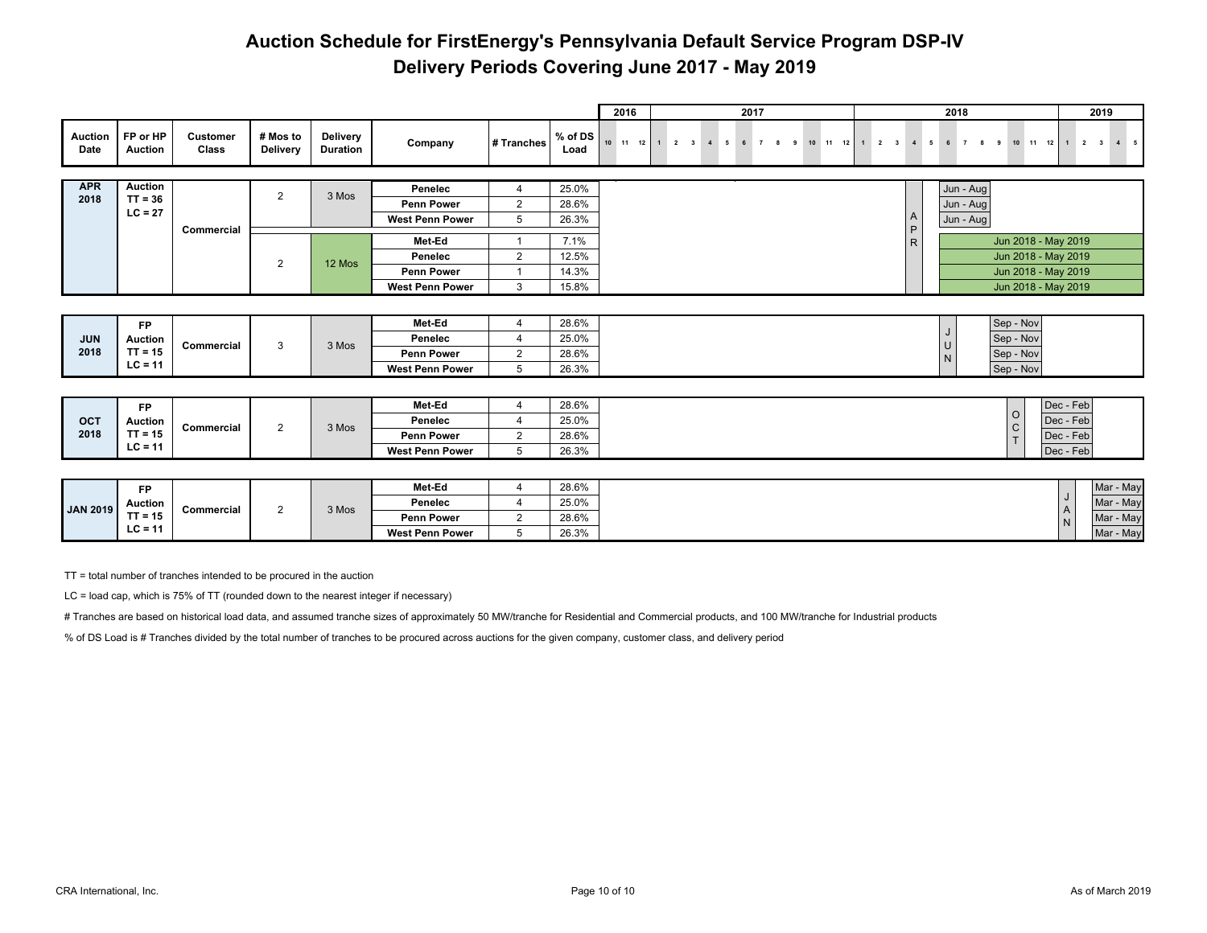# Auction Schedule for FirstEnergy's Pennsylvania Default Service Program DSP-IV
## Delivery Periods Covering June 2017 - May 2019

| Auction Date | FP or HP Auction | Customer Class | # Mos to Delivery | Delivery Duration | Company | # Tranches | % of DS Load | Delivery Period |
|---|---|---|---|---|---|---|---|---|
| APR 2018 | Auction TT = 36 LC = 27 | Commercial | 2 | 3 Mos | Penelec | 4 | 25.0% | Jun - Aug |
| | | | | | Penn Power | 2 | 28.6% | Jun - Aug |
| | | | | | West Penn Power | 5 | 26.3% | Jun - Aug |
| | | | 2 | 12 Mos | Met-Ed | 1 | 7.1% | Jun 2018 - May 2019 |
| | | | | | Penelec | 2 | 12.5% | Jun 2018 - May 2019 |
| | | | | | Penn Power | 1 | 14.3% | Jun 2018 - May 2019 |
| | | | | | West Penn Power | 3 | 15.8% | Jun 2018 - May 2019 |
| JUN 2018 | FP Auction TT = 15 LC = 11 | Commercial | 3 | 3 Mos | Met-Ed | 4 | 28.6% | Sep - Nov |
| | | | | | Penelec | 4 | 25.0% | Sep - Nov |
| | | | | | Penn Power | 2 | 28.6% | Sep - Nov |
| | | | | | West Penn Power | 5 | 26.3% | Sep - Nov |
| OCT 2018 | FP Auction TT = 15 LC = 11 | Commercial | 2 | 3 Mos | Met-Ed | 4 | 28.6% | Dec - Feb |
| | | | | | Penelec | 4 | 25.0% | Dec - Feb |
| | | | | | Penn Power | 2 | 28.6% | Dec - Feb |
| | | | | | West Penn Power | 5 | 26.3% | Dec - Feb |
| JAN 2019 | FP Auction TT = 15 LC = 11 | Commercial | 2 | 3 Mos | Met-Ed | 4 | 28.6% | Mar - May |
| | | | | | Penelec | 4 | 25.0% | Mar - May |
| | | | | | Penn Power | 2 | 28.6% | Mar - May |
| | | | | | West Penn Power | 5 | 26.3% | Mar - May |

TT = total number of tranches intended to be procured in the auction

LC = load cap, which is 75% of TT (rounded down to the nearest integer if necessary)

# Tranches are based on historical load data, and assumed tranche sizes of approximately 50 MW/tranche for Residential and Commercial products, and 100 MW/tranche for Industrial products

% of DS Load is # Tranches divided by the total number of tranches to be procured across auctions for the given company, customer class, and delivery period

CRA International, Inc.

As of March 2019